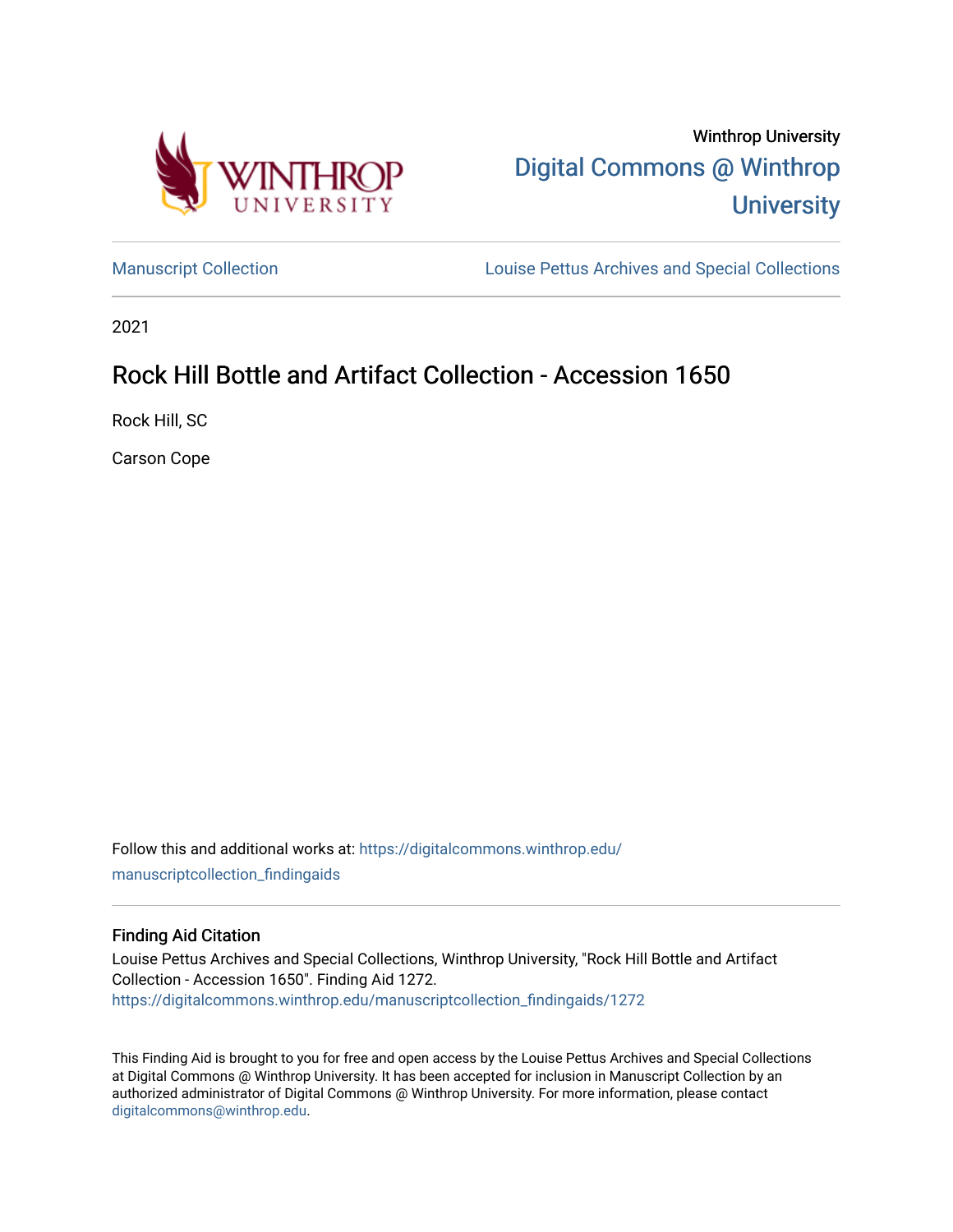Winthrop University

Digital Commons @ Winthrop University

Manuscript Collection

Louise Pettus Archives and Special Collections

2021

# Rock Hill Bottle and Artifact Collection - Accession 1650

Rock Hill, SC

Carson Cope

Follow this and additional works at: https://digitalcommons.winthrop.edu/manuscriptcollection_findingaids

## Finding Aid Citation

Louise Pettus Archives and Special Collections, Winthrop University, "Rock Hill Bottle and Artifact Collection - Accession 1650". Finding Aid 1272.
https://digitalcommons.winthrop.edu/manuscriptcollection_findingaids/1272

This Finding Aid is brought to you for free and open access by the Louise Pettus Archives and Special Collections at Digital Commons @ Winthrop University. It has been accepted for inclusion in Manuscript Collection by an authorized administrator of Digital Commons @ Winthrop University. For more information, please contact digitalcommons@winthrop.edu.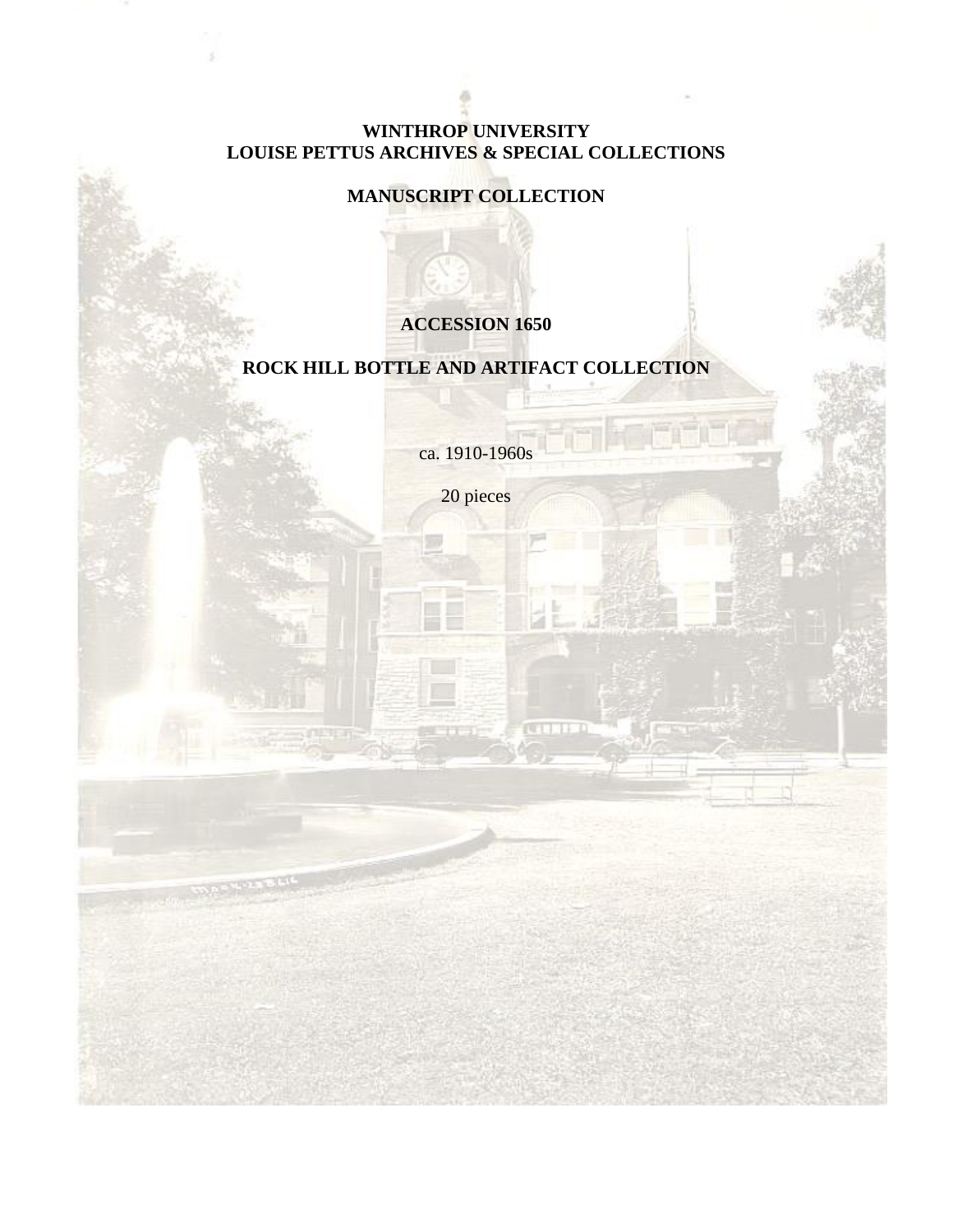**WINTHROP UNIVERSITY**
**LOUISE PETTUS ARCHIVES & SPECIAL COLLECTIONS**

**MANUSCRIPT COLLECTION**

# ACCESSION 1650

# ROCK HILL BOTTLE AND ARTIFACT COLLECTION

ca. 1910-1960s

20 pieces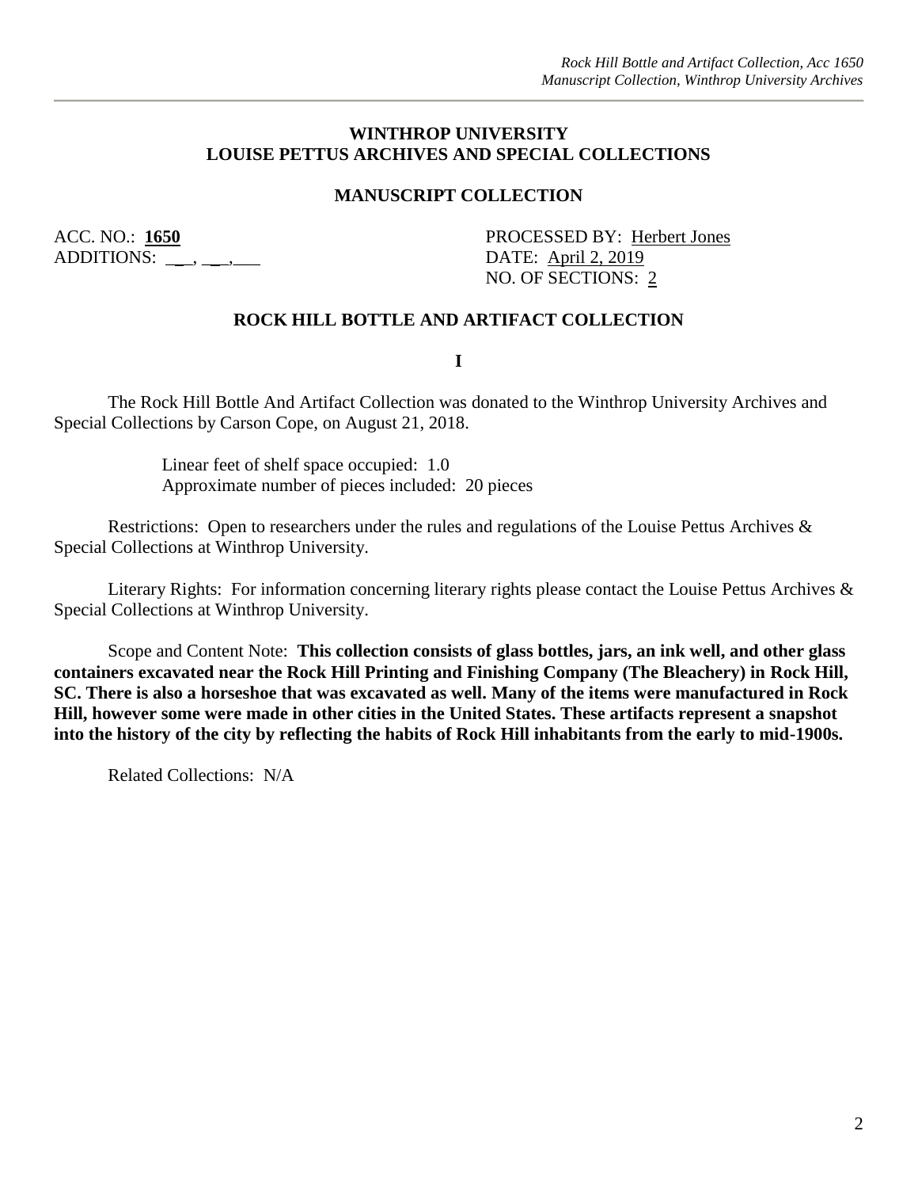**WINTHROP UNIVERSITY**
**LOUISE PETTUS ARCHIVES AND SPECIAL COLLECTIONS**

**MANUSCRIPT COLLECTION**

ACC. NO.: **1650**
ADDITIONS: __, __,___

PROCESSED BY: Herbert Jones
DATE: April 2, 2019
NO. OF SECTIONS: 2

**ROCK HILL BOTTLE AND ARTIFACT COLLECTION**

**I**

The Rock Hill Bottle And Artifact Collection was donated to the Winthrop University Archives and Special Collections by Carson Cope, on August 21, 2018.

Linear feet of shelf space occupied: 1.0
Approximate number of pieces included: 20 pieces

Restrictions: Open to researchers under the rules and regulations of the Louise Pettus Archives & Special Collections at Winthrop University.

Literary Rights: For information concerning literary rights please contact the Louise Pettus Archives & Special Collections at Winthrop University.

Scope and Content Note: **This collection consists of glass bottles, jars, an ink well, and other glass containers excavated near the Rock Hill Printing and Finishing Company (The Bleachery) in Rock Hill, SC. There is also a horseshoe that was excavated as well. Many of the items were manufactured in Rock Hill, however some were made in other cities in the United States. These artifacts represent a snapshot into the history of the city by reflecting the habits of Rock Hill inhabitants from the early to mid-1900s.**

Related Collections: N/A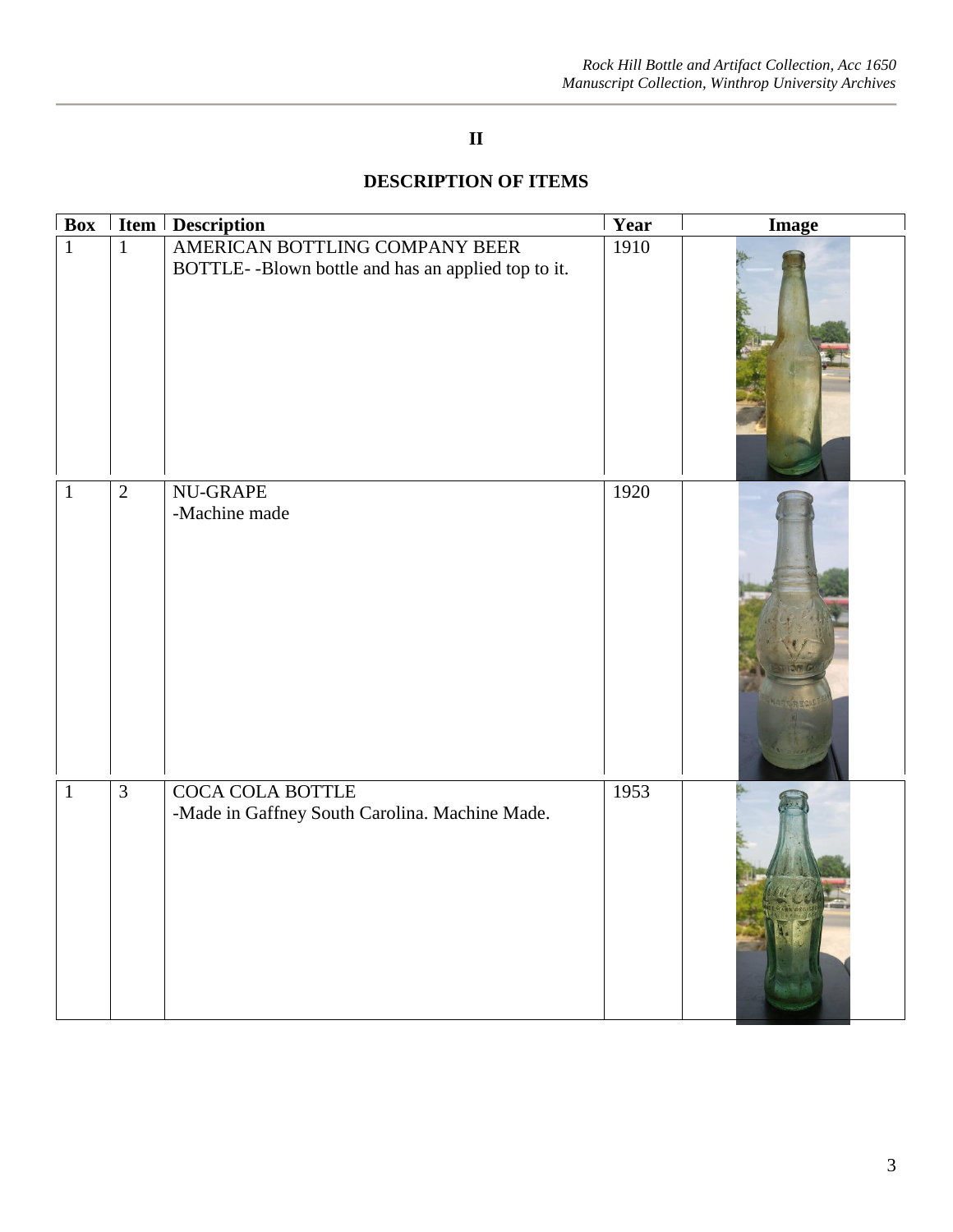## II

## DESCRIPTION OF ITEMS

| Box | Item | Description | Year | Image |
|---|---|---|---|---|
| 1 | 1 | AMERICAN BOTTLING COMPANY BEER BOTTLE- -Blown bottle and has an applied top to it. | 1910 | |
| 1 | 2 | NU-GRAPE<br>-Machine made | 1920 | |
| 1 | 3 | COCA COLA BOTTLE<br>-Made in Gaffney South Carolina. Machine Made. | 1953 | |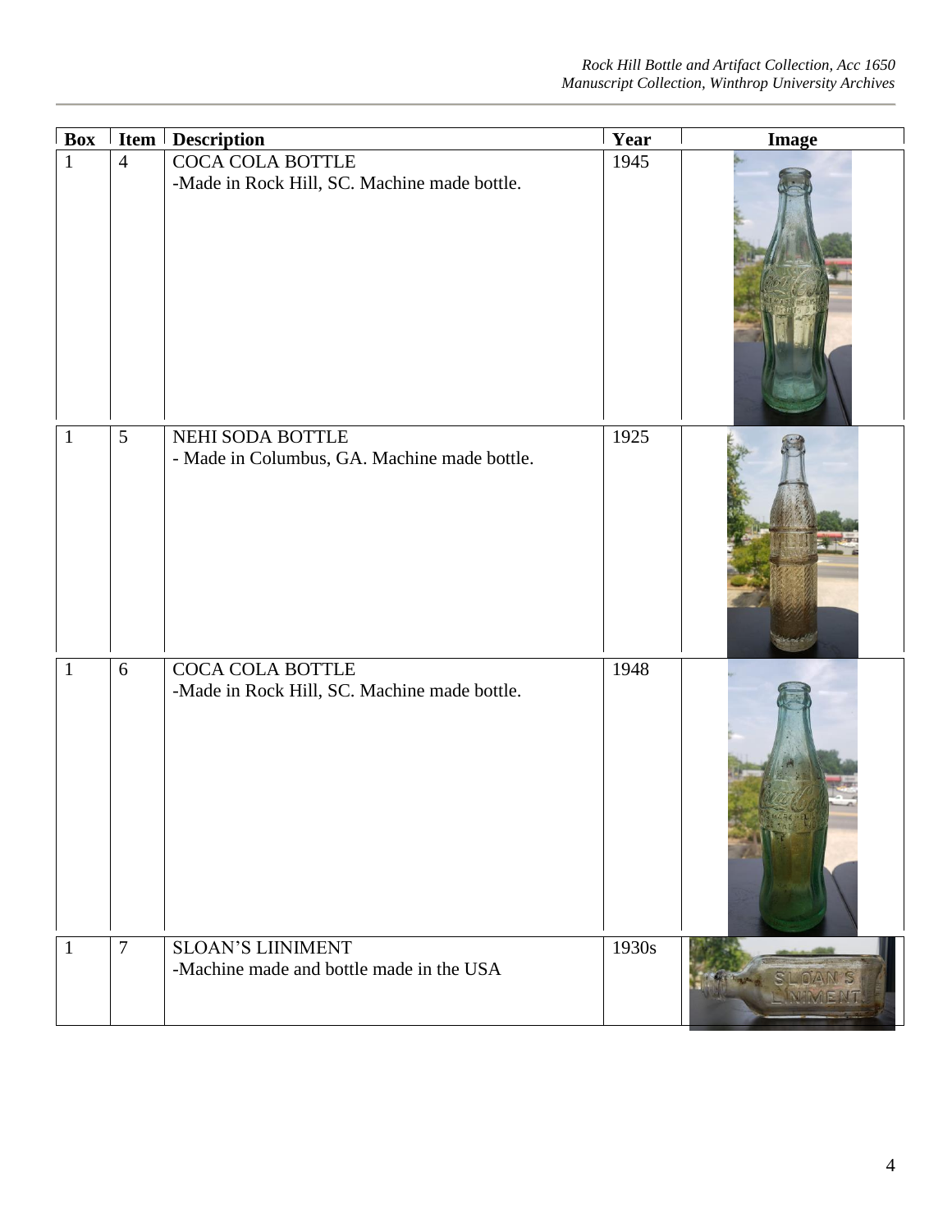| Box | Item | Description | Year | Image |
|---|---|---|---|---|
| 1 | 4 | COCA COLA BOTTLE<br>-Made in Rock Hill, SC. Machine made bottle. | 1945 | |
| 1 | 5 | NEHI SODA BOTTLE<br>- Made in Columbus, GA. Machine made bottle. | 1925 | |
| 1 | 6 | COCA COLA BOTTLE<br>-Made in Rock Hill, SC. Machine made bottle. | 1948 | |
| 1 | 7 | SLOAN'S LIINIMENT<br>-Machine made and bottle made in the USA | 1930s | |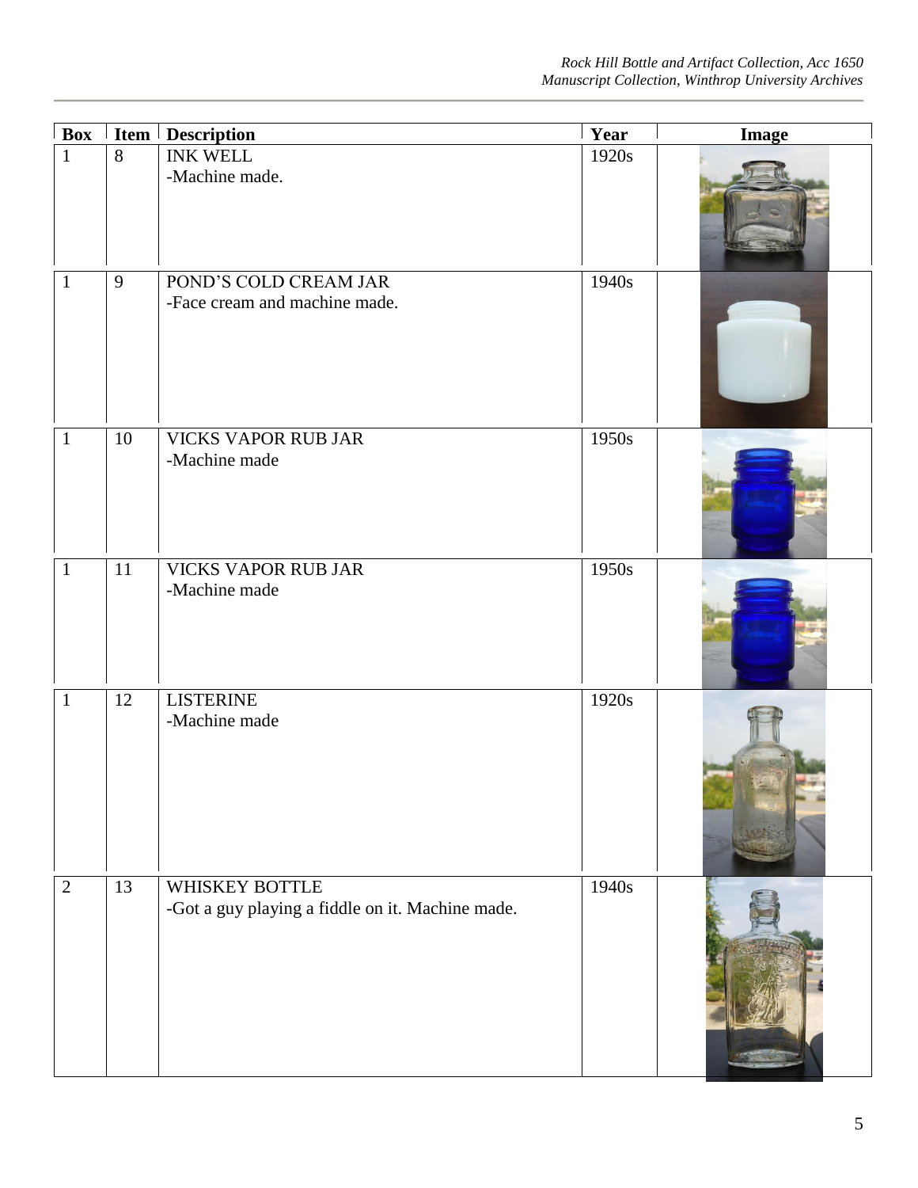| Box | Item | Description | Year | Image |
| --- | --- | --- | --- | --- |
| 1 | 8 | INK WELL<br>-Machine made. | 1920s | |
| 1 | 9 | POND’S COLD CREAM JAR<br>-Face cream and machine made. | 1940s | |
| 1 | 10 | VICKS VAPOR RUB JAR<br>-Machine made | 1950s | |
| 1 | 11 | VICKS VAPOR RUB JAR<br>-Machine made | 1950s | |
| 1 | 12 | LISTERINE<br>-Machine made | 1920s | |
| 2 | 13 | WHISKEY BOTTLE<br>-Got a guy playing a fiddle on it. Machine made. | 1940s | |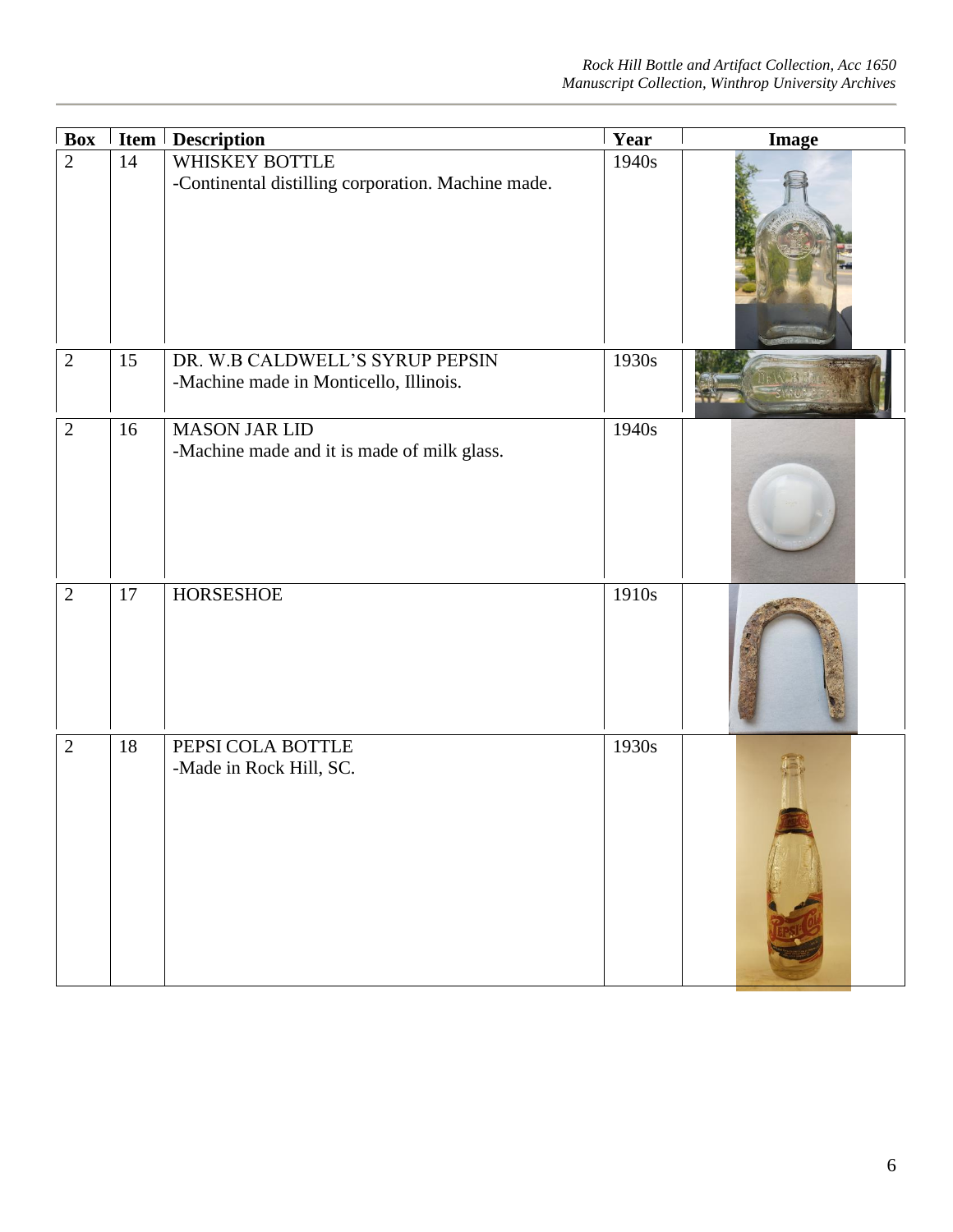| Box | Item | Description | Year | Image |
|---|---|---|---|---|
| 2 | 14 | WHISKEY BOTTLE<br>-Continental distilling corporation. Machine made. | 1940s | |
| 2 | 15 | DR. W.B CALDWELL'S SYRUP PEPSIN<br>-Machine made in Monticello, Illinois. | 1930s | |
| 2 | 16 | MASON JAR LID<br>-Machine made and it is made of milk glass. | 1940s | |
| 2 | 17 | HORSESHOE | 1910s | |
| 2 | 18 | PEPSI COLA BOTTLE<br>-Made in Rock Hill, SC. | 1930s | |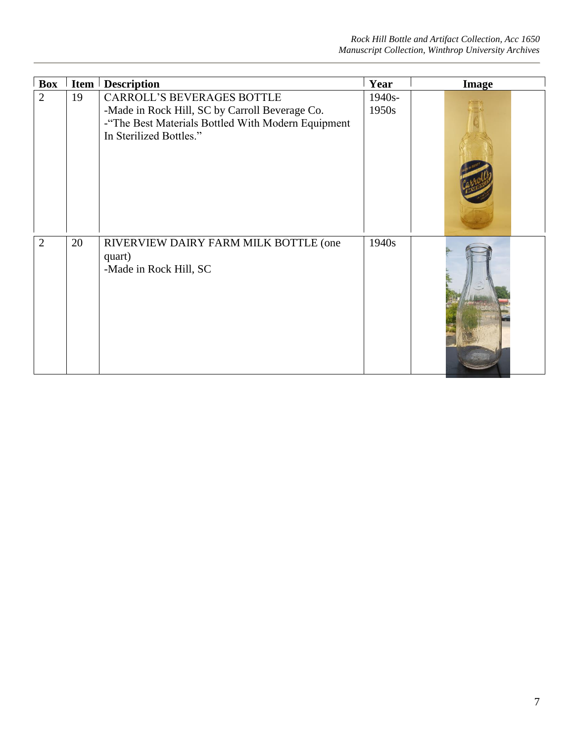| Box | Item | Description | Year | Image |
|---|---|---|---|---|
| 2 | 19 | CARROLL'S BEVERAGES BOTTLE<br>-Made in Rock Hill, SC by Carroll Beverage Co.<br>-"The Best Materials Bottled With Modern Equipment In Sterilized Bottles." | 1940s-1950s | |
| 2 | 20 | RIVERVIEW DAIRY FARM MILK BOTTLE (one quart)<br>-Made in Rock Hill, SC | 1940s | |